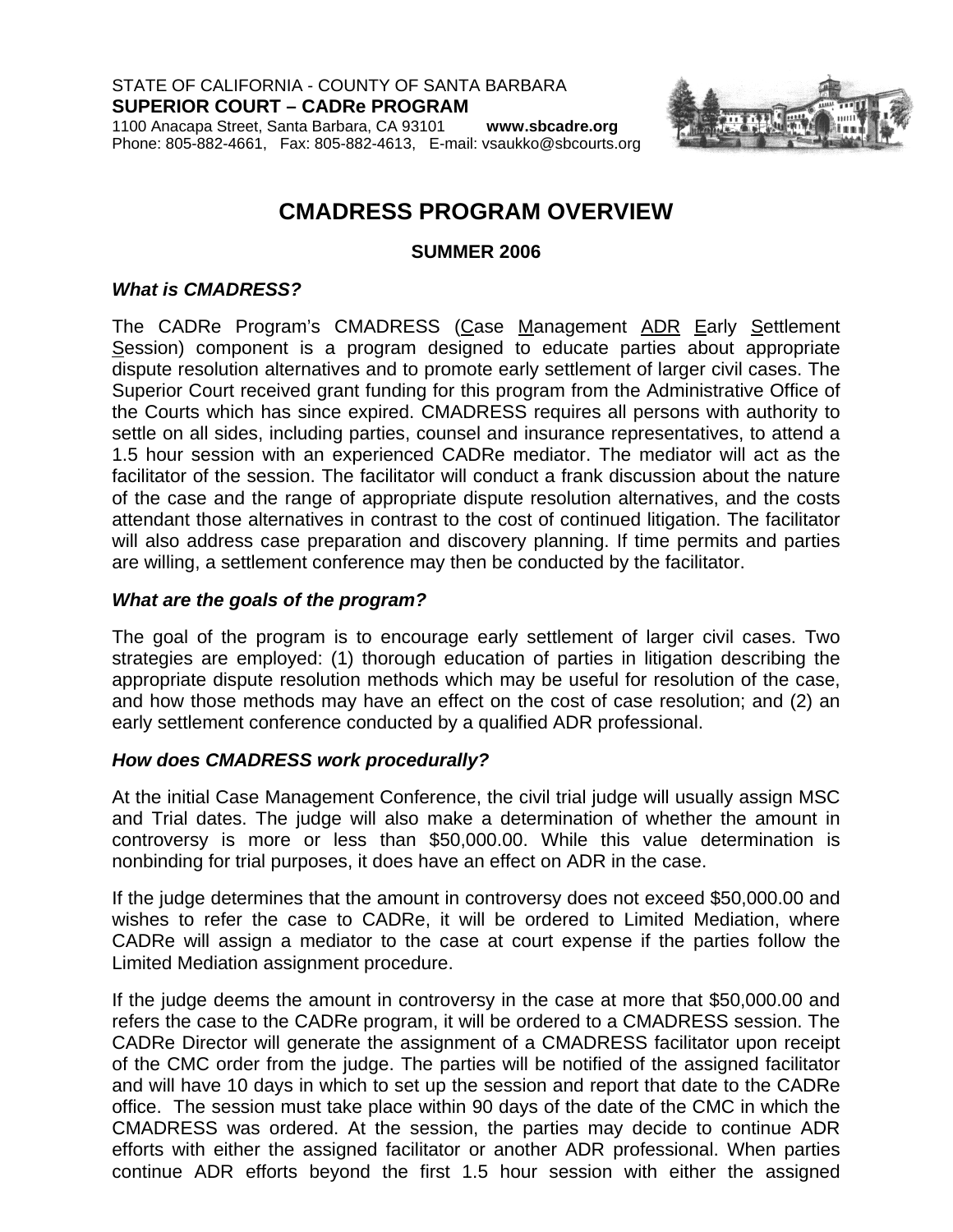STATE OF CALIFORNIA - COUNTY OF SANTA BARBARA
**SUPERIOR COURT – CADRe PROGRAM**
1100 Anacapa Street, Santa Barbara, CA 93101 **www.sbcadre.org**
Phone: 805-882-4661, Fax: 805-882-4613, E-mail: vsaukko@sbcourts.org

# CMADRESS PROGRAM OVERVIEW

**SUMMER 2006**

### *What is CMADRESS?*

The CADRe Program's CMADRESS (Case Management ADR Early Settlement Session) component is a program designed to educate parties about appropriate dispute resolution alternatives and to promote early settlement of larger civil cases. The Superior Court received grant funding for this program from the Administrative Office of the Courts which has since expired. CMADRESS requires all persons with authority to settle on all sides, including parties, counsel and insurance representatives, to attend a 1.5 hour session with an experienced CADRe mediator. The mediator will act as the facilitator of the session. The facilitator will conduct a frank discussion about the nature of the case and the range of appropriate dispute resolution alternatives, and the costs attendant those alternatives in contrast to the cost of continued litigation. The facilitator will also address case preparation and discovery planning. If time permits and parties are willing, a settlement conference may then be conducted by the facilitator.

### *What are the goals of the program?*

The goal of the program is to encourage early settlement of larger civil cases. Two strategies are employed: (1) thorough education of parties in litigation describing the appropriate dispute resolution methods which may be useful for resolution of the case, and how those methods may have an effect on the cost of case resolution; and (2) an early settlement conference conducted by a qualified ADR professional.

### *How does CMADRESS work procedurally?*

At the initial Case Management Conference, the civil trial judge will usually assign MSC and Trial dates. The judge will also make a determination of whether the amount in controversy is more or less than $50,000.00. While this value determination is nonbinding for trial purposes, it does have an effect on ADR in the case.

If the judge determines that the amount in controversy does not exceed $50,000.00 and wishes to refer the case to CADRe, it will be ordered to Limited Mediation, where CADRe will assign a mediator to the case at court expense if the parties follow the Limited Mediation assignment procedure.

If the judge deems the amount in controversy in the case at more that $50,000.00 and refers the case to the CADRe program, it will be ordered to a CMADRESS session. The CADRe Director will generate the assignment of a CMADRESS facilitator upon receipt of the CMC order from the judge. The parties will be notified of the assigned facilitator and will have 10 days in which to set up the session and report that date to the CADRe office. The session must take place within 90 days of the date of the CMC in which the CMADRESS was ordered. At the session, the parties may decide to continue ADR efforts with either the assigned facilitator or another ADR professional. When parties continue ADR efforts beyond the first 1.5 hour session with either the assigned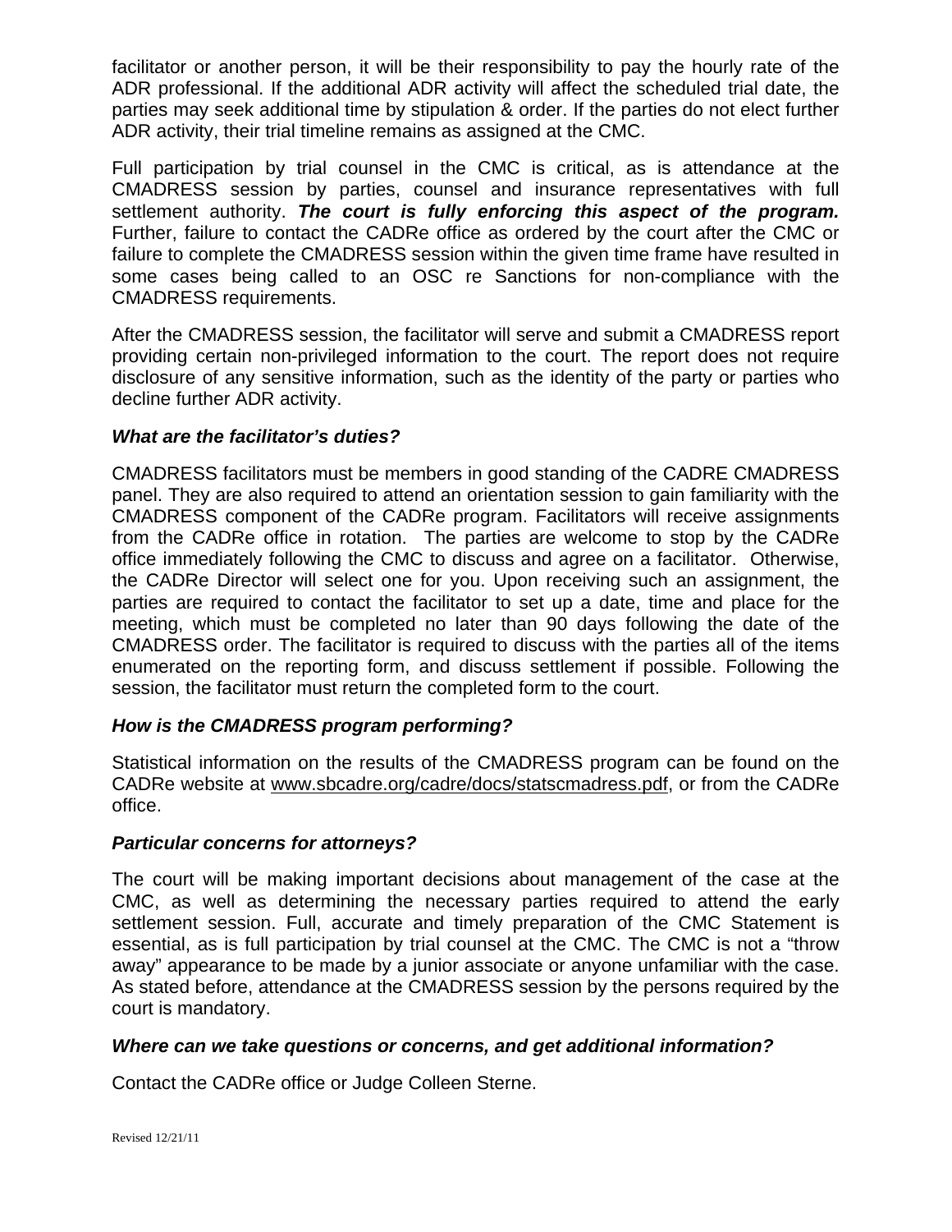facilitator or another person, it will be their responsibility to pay the hourly rate of the ADR professional. If the additional ADR activity will affect the scheduled trial date, the parties may seek additional time by stipulation & order. If the parties do not elect further ADR activity, their trial timeline remains as assigned at the CMC.

Full participation by trial counsel in the CMC is critical, as is attendance at the CMADRESS session by parties, counsel and insurance representatives with full settlement authority. ***The court is fully enforcing this aspect of the program.*** Further, failure to contact the CADRe office as ordered by the court after the CMC or failure to complete the CMADRESS session within the given time frame have resulted in some cases being called to an OSC re Sanctions for non-compliance with the CMADRESS requirements.

After the CMADRESS session, the facilitator will serve and submit a CMADRESS report providing certain non-privileged information to the court. The report does not require disclosure of any sensitive information, such as the identity of the party or parties who decline further ADR activity.

### *What are the facilitator's duties?*

CMADRESS facilitators must be members in good standing of the CADRE CMADRESS panel. They are also required to attend an orientation session to gain familiarity with the CMADRESS component of the CADRe program. Facilitators will receive assignments from the CADRe office in rotation. The parties are welcome to stop by the CADRe office immediately following the CMC to discuss and agree on a facilitator. Otherwise, the CADRe Director will select one for you. Upon receiving such an assignment, the parties are required to contact the facilitator to set up a date, time and place for the meeting, which must be completed no later than 90 days following the date of the CMADRESS order. The facilitator is required to discuss with the parties all of the items enumerated on the reporting form, and discuss settlement if possible. Following the session, the facilitator must return the completed form to the court.

### *How is the CMADRESS program performing?*

Statistical information on the results of the CMADRESS program can be found on the CADRe website at www.sbcadre.org/cadre/docs/statscmadress.pdf, or from the CADRe office.

### *Particular concerns for attorneys?*

The court will be making important decisions about management of the case at the CMC, as well as determining the necessary parties required to attend the early settlement session. Full, accurate and timely preparation of the CMC Statement is essential, as is full participation by trial counsel at the CMC. The CMC is not a "throw away" appearance to be made by a junior associate or anyone unfamiliar with the case. As stated before, attendance at the CMADRESS session by the persons required by the court is mandatory.

### *Where can we take questions or concerns, and get additional information?*

Contact the CADRe office or Judge Colleen Sterne.

Revised 12/21/11